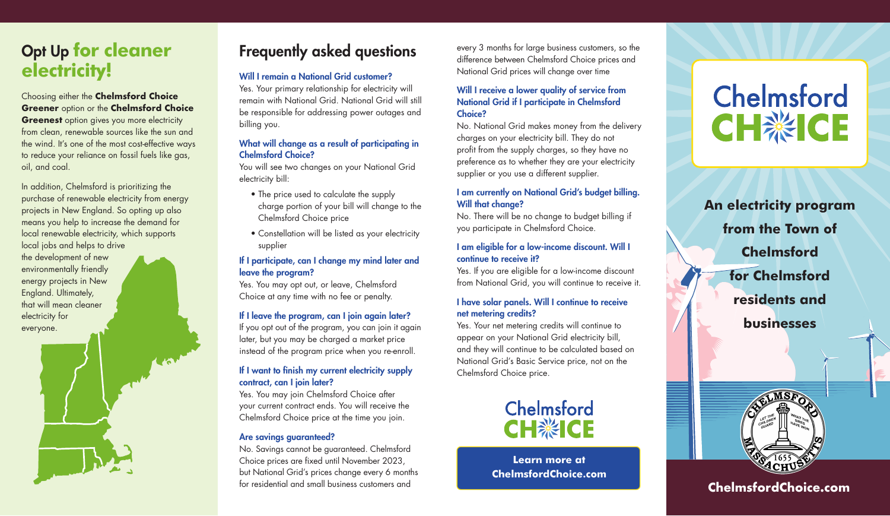## Opt Up for cleaner electricity!

Choosing either the **Chelmsford Choice Greener** option or the **Chelmsford Choice Greenest** option gives you more electricity from clean, renewable sources like the sun and the wind. It's one of the most cost-effective ways to reduce your reliance on fossil fuels like gas, oil, and coal.

In addition, Chelmsford is prioritizing the purchase of renewable electricity from energy projects in New England. So opting up also means you help to increase the demand for local renewable electricity, which supports local jobs and helps to drive the development of new environmentally friendly energy projects in New England. Ultimately, that will mean cleaner electricity for everyone.

## Frequently asked questions

**Will I remain a National Grid customer?**
Yes. Your primary relationship for electricity will remain with National Grid. National Grid will still be responsible for addressing power outages and billing you.

**What will change as a result of participating in Chelmsford Choice?**
You will see two changes on your National Grid electricity bill:

- The price used to calculate the supply charge portion of your bill will change to the Chelmsford Choice price
- Constellation will be listed as your electricity supplier

**If I participate, can I change my mind later and leave the program?**
Yes. You may opt out, or leave, Chelmsford Choice at any time with no fee or penalty.

**If I leave the program, can I join again later?**
If you opt out of the program, you can join it again later, but you may be charged a market price instead of the program price when you re-enroll.

**If I want to finish my current electricity supply contract, can I join later?**
Yes. You may join Chelmsford Choice after your current contract ends. You will receive the Chelmsford Choice price at the time you join.

**Are savings guaranteed?**
No. Savings cannot be guaranteed. Chelmsford Choice prices are fixed until November 2023, but National Grid's prices change every 6 months for residential and small business customers and every 3 months for large business customers, so the difference between Chelmsford Choice prices and National Grid prices will change over time

**Will I receive a lower quality of service from National Grid if I participate in Chelmsford Choice?**
No. National Grid makes money from the delivery charges on your electricity bill. They do not profit from the supply charges, so they have no preference as to whether they are your electricity supplier or you use a different supplier.

**I am currently on National Grid's budget billing. Will that change?**
No. There will be no change to budget billing if you participate in Chelmsford Choice.

**I am eligible for a low-income discount. Will I continue to receive it?**
Yes. If you are eligible for a low-income discount from National Grid, you will continue to receive it.

**I have solar panels. Will I continue to receive net metering credits?**
Yes. Your net metering credits will continue to appear on your National Grid electricity bill, and they will continue to be calculated based on National Grid's Basic Service price, not on the Chelmsford Choice price.

Chelmsford CHOICE

**Learn more at ChelmsfordChoice.com**

# Chelmsford CHOICE

**An electricity program from the Town of Chelmsford for Chelmsford residents and businesses**

**ChelmsfordChoice.com**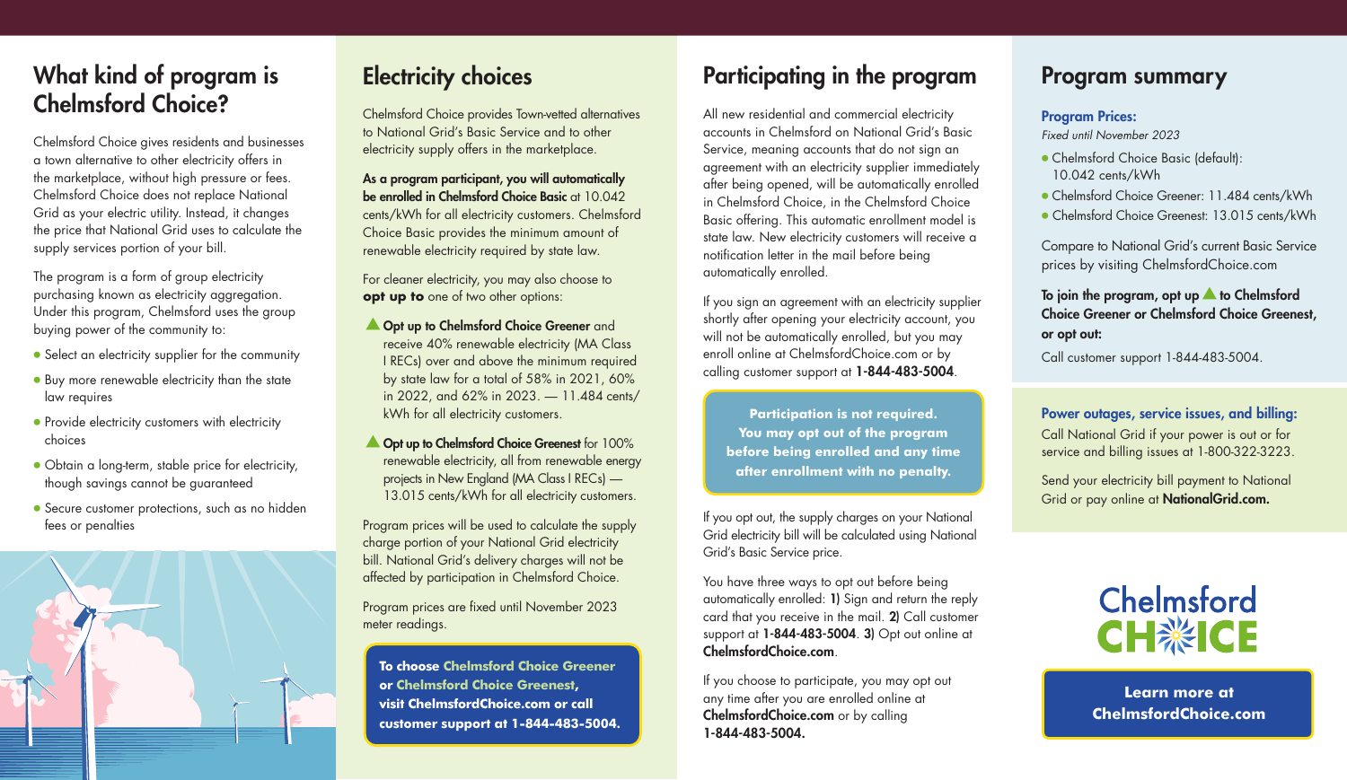## What kind of program is Chelmsford Choice?

Chelmsford Choice gives residents and businesses a town alternative to other electricity offers in the marketplace, without high pressure or fees. Chelmsford Choice does not replace National Grid as your electric utility. Instead, it changes the price that National Grid uses to calculate the supply services portion of your bill.

The program is a form of group electricity purchasing known as electricity aggregation. Under this program, Chelmsford uses the group buying power of the community to:

- Select an electricity supplier for the community
- Buy more renewable electricity than the state law requires
- Provide electricity customers with electricity choices
- Obtain a long-term, stable price for electricity, though savings cannot be guaranteed
- Secure customer protections, such as no hidden fees or penalties

## Electricity choices

Chelmsford Choice provides Town-vetted alternatives to National Grid's Basic Service and to other electricity supply offers in the marketplace.

**As a program participant, you will automatically be enrolled in Chelmsford Choice Basic** at 10.042 cents/kWh for all electricity customers. Chelmsford Choice Basic provides the minimum amount of renewable electricity required by state law.

For cleaner electricity, you may also choose to **opt up to** one of two other options:

- ▲ **Opt up to Chelmsford Choice Greener** and receive 40% renewable electricity (MA Class I RECs) over and above the minimum required by state law for a total of 58% in 2021, 60% in 2022, and 62% in 2023. — 11.484 cents/kWh for all electricity customers.
- ▲ **Opt up to Chelmsford Choice Greenest** for 100% renewable electricity, all from renewable energy projects in New England (MA Class I RECs) — 13.015 cents/kWh for all electricity customers.

Program prices will be used to calculate the supply charge portion of your National Grid electricity bill. National Grid's delivery charges will not be affected by participation in Chelmsford Choice.

Program prices are fixed until November 2023 meter readings.

**To choose Chelmsford Choice Greener or Chelmsford Choice Greenest, visit ChelmsfordChoice.com or call customer support at 1-844-483-5004.**

## Participating in the program

All new residential and commercial electricity accounts in Chelmsford on National Grid's Basic Service, meaning accounts that do not sign an agreement with an electricity supplier immediately after being opened, will be automatically enrolled in Chelmsford Choice, in the Chelmsford Choice Basic offering. This automatic enrollment model is state law. New electricity customers will receive a notification letter in the mail before being automatically enrolled.

If you sign an agreement with an electricity supplier shortly after opening your electricity account, you will not be automatically enrolled, but you may enroll online at ChelmsfordChoice.com or by calling customer support at **1-844-483-5004**.

**Participation is not required. You may opt out of the program before being enrolled and any time after enrollment with no penalty.**

If you opt out, the supply charges on your National Grid electricity bill will be calculated using National Grid's Basic Service price.

You have three ways to opt out before being automatically enrolled: **1)** Sign and return the reply card that you receive in the mail. **2)** Call customer support at **1-844-483-5004**. **3)** Opt out online at **ChelmsfordChoice.com**.

If you choose to participate, you may opt out any time after you are enrolled online at **ChelmsfordChoice.com** or by calling **1-844-483-5004.**

## Program summary

**Program Prices:**

*Fixed until November 2023*

- Chelmsford Choice Basic (default): 10.042 cents/kWh
- Chelmsford Choice Greener: 11.484 cents/kWh
- Chelmsford Choice Greenest: 13.015 cents/kWh

Compare to National Grid's current Basic Service prices by visiting ChelmsfordChoice.com

**To join the program, opt up ▲ to Chelmsford Choice Greener or Chelmsford Choice Greenest, or opt out:**

Call customer support 1-844-483-5004.

**Power outages, service issues, and billing:**

Call National Grid if your power is out or for service and billing issues at 1-800-322-3223.

Send your electricity bill payment to National Grid or pay online at **NationalGrid.com.**

Chelmsford CHOICE

**Learn more at ChelmsfordChoice.com**